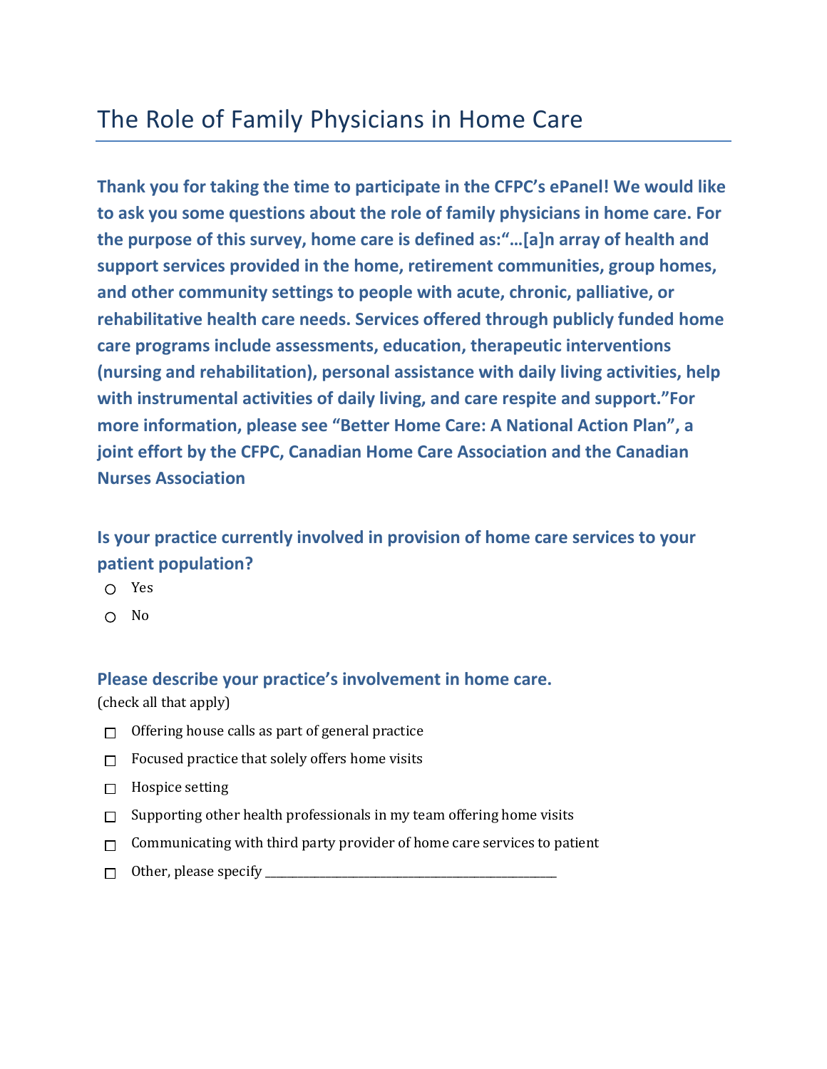# The Role of Family Physicians in Home Care

**Thank you for taking the time to participate in the CFPC's ePanel! We would like to ask you some questions about the role of family physicians in home care. For the purpose of this survey, home care is defined as:"…[a]n array of health and support services provided in the home, retirement communities, group homes, and other community settings to people with acute, chronic, palliative, or rehabilitative health care needs. Services offered through publicly funded home care programs include assessments, education, therapeutic interventions (nursing and rehabilitation), personal assistance with daily living activities, help with instrumental activities of daily living, and care respite and support."For more information, please see "Better Home Care: A National Action Plan", a joint effort by the CFPC, Canadian Home Care Association and the Canadian Nurses Association**

### Is your practice currently involved in provision of home care services to your patient population?

- ○ Yes
- ○ No

### Please describe your practice's involvement in home care.

(check all that apply)

- ☐ Offering house calls as part of general practice
- ☐ Focused practice that solely offers home visits
- ☐ Hospice setting
- ☐ Supporting other health professionals in my team offering home visits
- ☐ Communicating with third party provider of home care services to patient
- ☐ Other, please specify ___________________________________________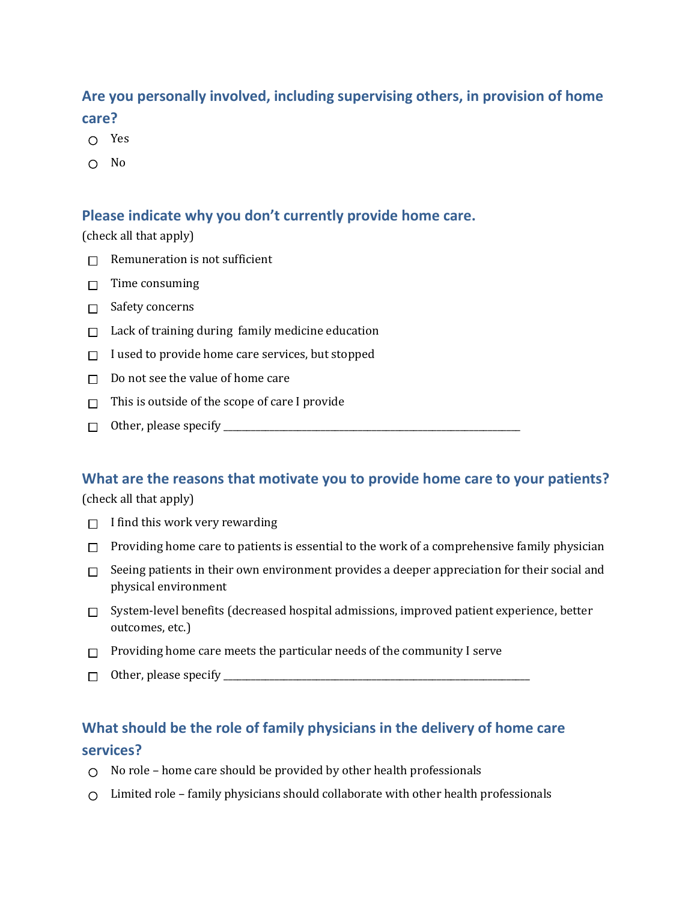## Are you personally involved, including supervising others, in provision of home care?

- ○ Yes
- ○ No

## Please indicate why you don't currently provide home care.

(check all that apply)

- ☐ Remuneration is not sufficient
- ☐ Time consuming
- ☐ Safety concerns
- ☐ Lack of training during family medicine education
- ☐ I used to provide home care services, but stopped
- ☐ Do not see the value of home care
- ☐ This is outside of the scope of care I provide
- ☐ Other, please specify ______________________________________________

## What are the reasons that motivate you to provide home care to your patients?

(check all that apply)

- ☐ I find this work very rewarding
- ☐ Providing home care to patients is essential to the work of a comprehensive family physician
- ☐ Seeing patients in their own environment provides a deeper appreciation for their social and physical environment
- ☐ System-level benefits (decreased hospital admissions, improved patient experience, better outcomes, etc.)
- ☐ Providing home care meets the particular needs of the community I serve
- ☐ Other, please specify ______________________________________________

## What should be the role of family physicians in the delivery of home care services?

- ○ No role – home care should be provided by other health professionals
- ○ Limited role – family physicians should collaborate with other health professionals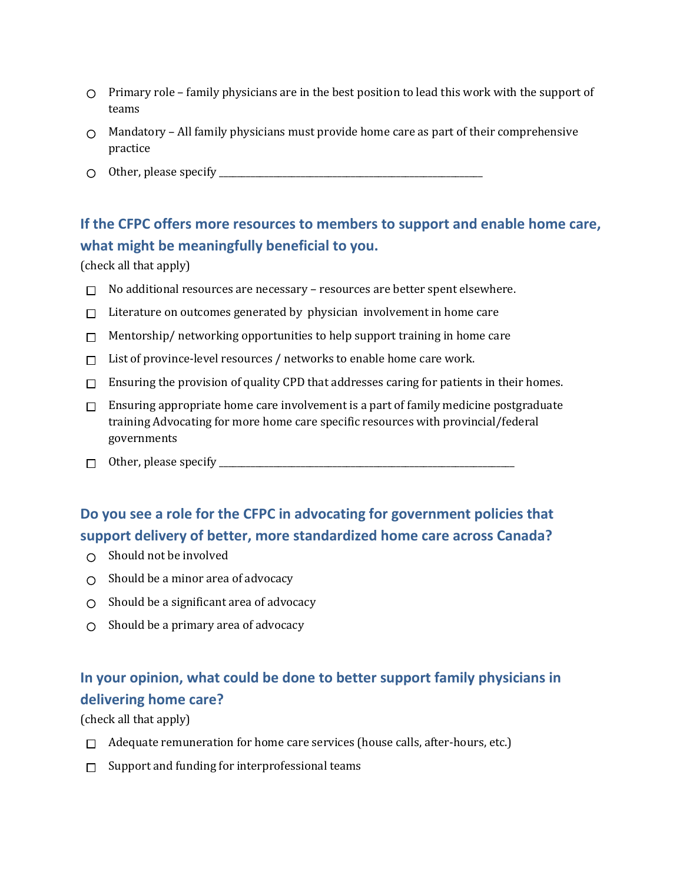- ○ Primary role – family physicians are in the best position to lead this work with the support of teams
- ○ Mandatory – All family physicians must provide home care as part of their comprehensive practice
- ○ Other, please specify ___________________________________________

## If the CFPC offers more resources to members to support and enable home care, what might be meaningfully beneficial to you.

(check all that apply)

- ☐ No additional resources are necessary – resources are better spent elsewhere.
- ☐ Literature on outcomes generated by physician involvement in home care
- ☐ Mentorship/ networking opportunities to help support training in home care
- ☐ List of province-level resources / networks to enable home care work.
- ☐ Ensuring the provision of quality CPD that addresses caring for patients in their homes.
- ☐ Ensuring appropriate home care involvement is a part of family medicine postgraduate training Advocating for more home care specific resources with provincial/federal governments
- ☐ Other, please specify ___________________________________________

## Do you see a role for the CFPC in advocating for government policies that support delivery of better, more standardized home care across Canada?

- ○ Should not be involved
- ○ Should be a minor area of advocacy
- ○ Should be a significant area of advocacy
- ○ Should be a primary area of advocacy

## In your opinion, what could be done to better support family physicians in delivering home care?

(check all that apply)

- ☐ Adequate remuneration for home care services (house calls, after-hours, etc.)
- ☐ Support and funding for interprofessional teams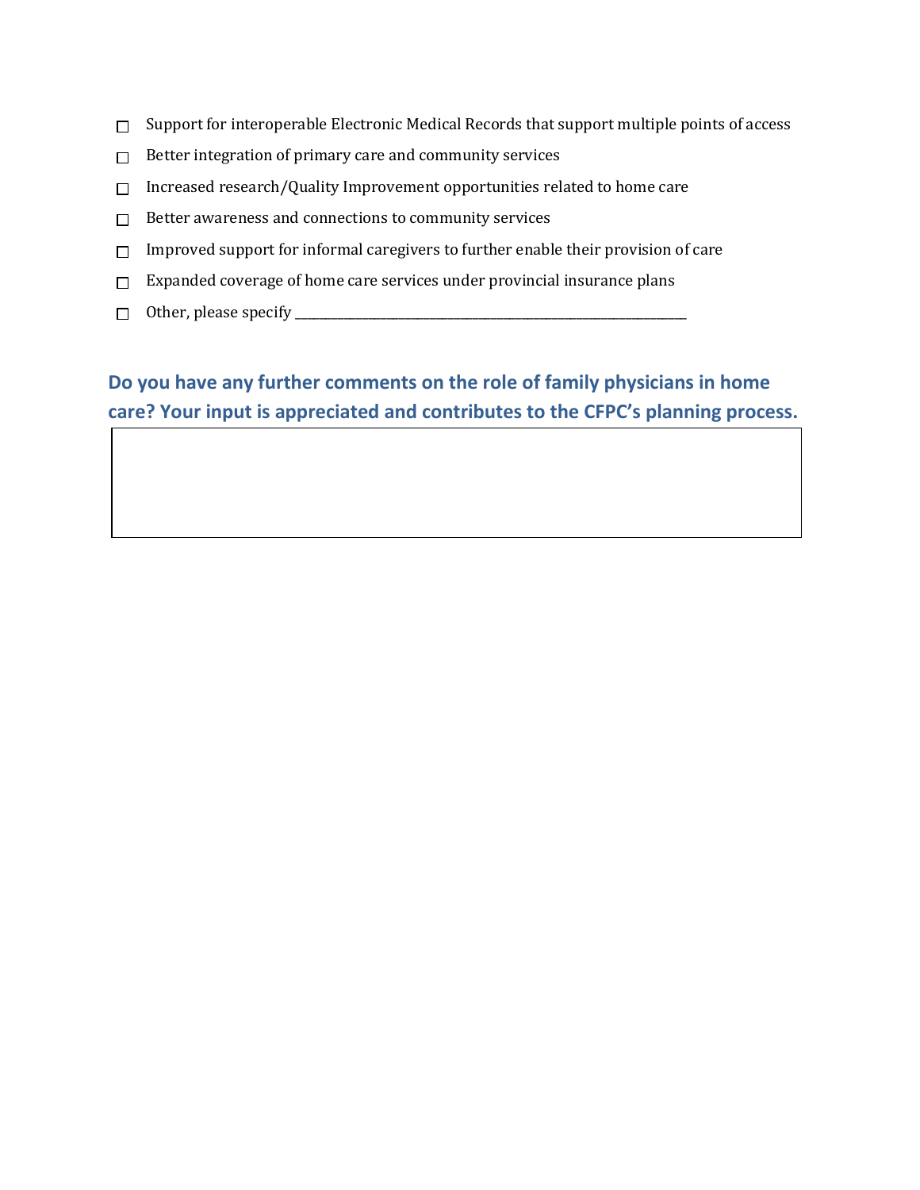- ☐ Support for interoperable Electronic Medical Records that support multiple points of access
- ☐ Better integration of primary care and community services
- ☐ Increased research/Quality Improvement opportunities related to home care
- ☐ Better awareness and connections to community services
- ☐ Improved support for informal caregivers to further enable their provision of care
- ☐ Expanded coverage of home care services under provincial insurance plans
- ☐ Other, please specify ______________________________________________

### Do you have any further comments on the role of family physicians in home care? Your input is appreciated and contributes to the CFPC's planning process.